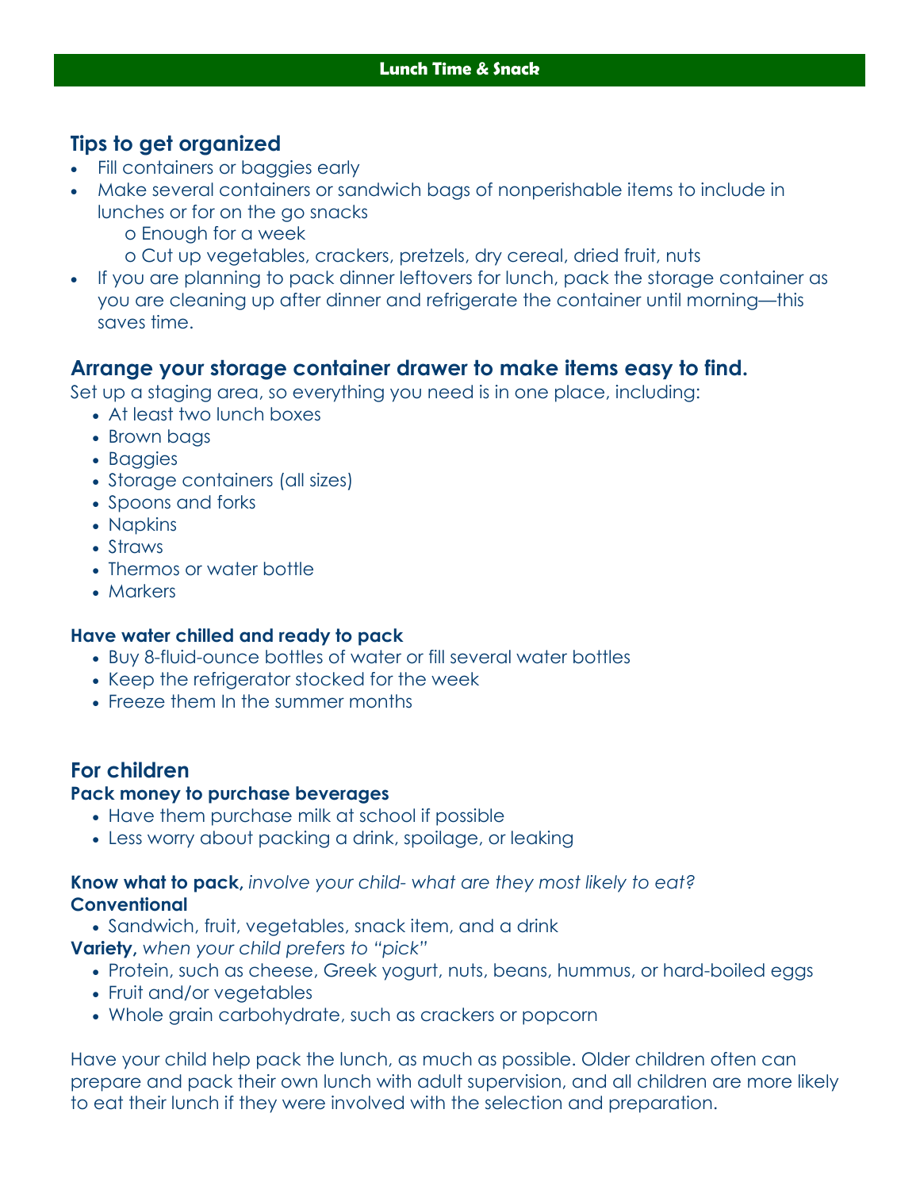# Lunch Time & Snack

## Tips to get organized

- Fill containers or baggies early
- Make several containers or sandwich bags of nonperishable items to include in lunches or for on the go snacks
  - Enough for a week
  - Cut up vegetables, crackers, pretzels, dry cereal, dried fruit, nuts
- If you are planning to pack dinner leftovers for lunch, pack the storage container as you are cleaning up after dinner and refrigerate the container until morning—this saves time.

## Arrange your storage container drawer to make items easy to find.

Set up a staging area, so everything you need is in one place, including:

- At least two lunch boxes
- Brown bags
- Baggies
- Storage containers (all sizes)
- Spoons and forks
- Napkins
- Straws
- Thermos or water bottle
- Markers

### Have water chilled and ready to pack

- Buy 8-fluid-ounce bottles of water or fill several water bottles
- Keep the refrigerator stocked for the week
- Freeze them In the summer months

## For children

### Pack money to purchase beverages

- Have them purchase milk at school if possible
- Less worry about packing a drink, spoilage, or leaking

**Know what to pack,** *involve your child- what are they most likely to eat?*

**Conventional**

- Sandwich, fruit, vegetables, snack item, and a drink

**Variety,** *when your child prefers to "pick"*

- Protein, such as cheese, Greek yogurt, nuts, beans, hummus, or hard-boiled eggs
- Fruit and/or vegetables
- Whole grain carbohydrate, such as crackers or popcorn

Have your child help pack the lunch, as much as possible. Older children often can prepare and pack their own lunch with adult supervision, and all children are more likely to eat their lunch if they were involved with the selection and preparation.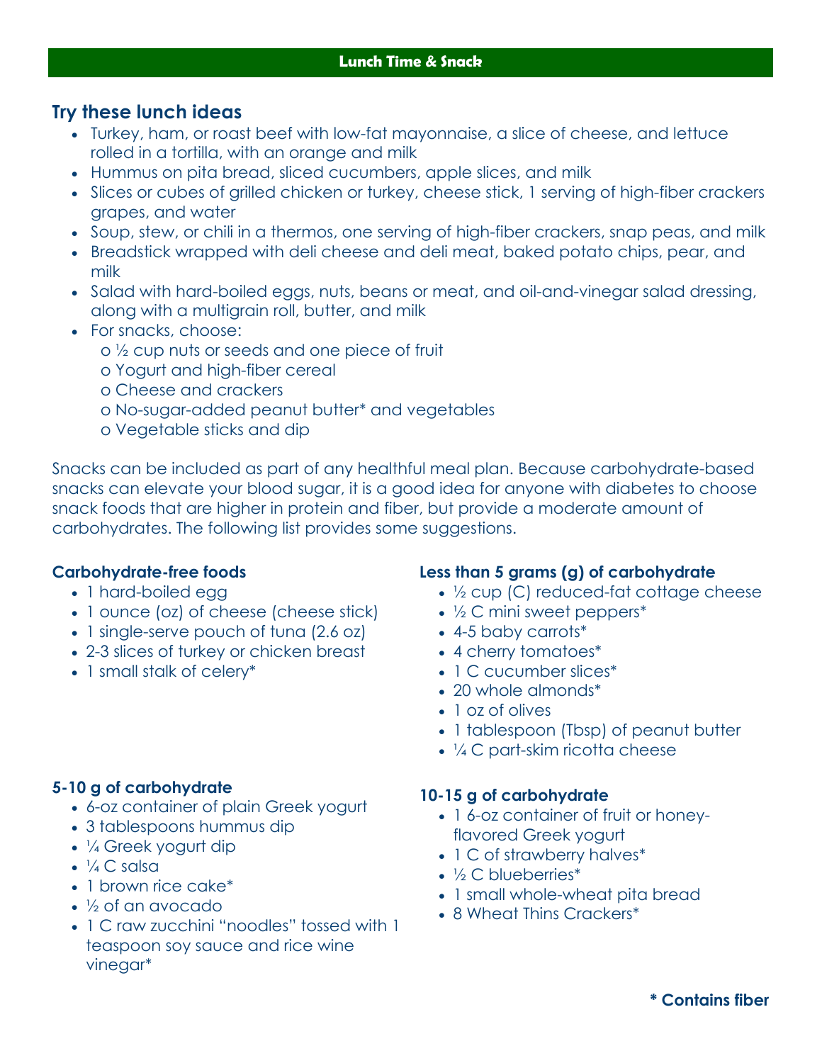## Lunch Time & Snack

## Try these lunch ideas

- Turkey, ham, or roast beef with low-fat mayonnaise, a slice of cheese, and lettuce rolled in a tortilla, with an orange and milk
- Hummus on pita bread, sliced cucumbers, apple slices, and milk
- Slices or cubes of grilled chicken or turkey, cheese stick, 1 serving of high-fiber crackers grapes, and water
- Soup, stew, or chili in a thermos, one serving of high-fiber crackers, snap peas, and milk
- Breadstick wrapped with deli cheese and deli meat, baked potato chips, pear, and milk
- Salad with hard-boiled eggs, nuts, beans or meat, and oil-and-vinegar salad dressing, along with a multigrain roll, butter, and milk
- For snacks, choose:
  - ½ cup nuts or seeds and one piece of fruit
  - Yogurt and high-fiber cereal
  - Cheese and crackers
  - No-sugar-added peanut butter* and vegetables
  - Vegetable sticks and dip

Snacks can be included as part of any healthful meal plan. Because carbohydrate-based snacks can elevate your blood sugar, it is a good idea for anyone with diabetes to choose snack foods that are higher in protein and fiber, but provide a moderate amount of carbohydrates. The following list provides some suggestions.

### Carbohydrate-free foods

- 1 hard-boiled egg
- 1 ounce (oz) of cheese (cheese stick)
- 1 single-serve pouch of tuna (2.6 oz)
- 2-3 slices of turkey or chicken breast
- 1 small stalk of celery*

### Less than 5 grams (g) of carbohydrate

- ½ cup (C) reduced-fat cottage cheese
- ½ C mini sweet peppers*
- 4-5 baby carrots*
- 4 cherry tomatoes*
- 1 C cucumber slices*
- 20 whole almonds*
- 1 oz of olives
- 1 tablespoon (Tbsp) of peanut butter
- ¼ C part-skim ricotta cheese

### 5-10 g of carbohydrate

- 6-oz container of plain Greek yogurt
- 3 tablespoons hummus dip
- ¼ Greek yogurt dip
- ¼ C salsa
- 1 brown rice cake*
- ½ of an avocado
- 1 C raw zucchini "noodles" tossed with 1 teaspoon soy sauce and rice wine vinegar*

### 10-15 g of carbohydrate

- 1 6-oz container of fruit or honey-flavored Greek yogurt
- 1 C of strawberry halves*
- ½ C blueberries*
- 1 small whole-wheat pita bread
- 8 Wheat Thins Crackers*

**\* Contains fiber**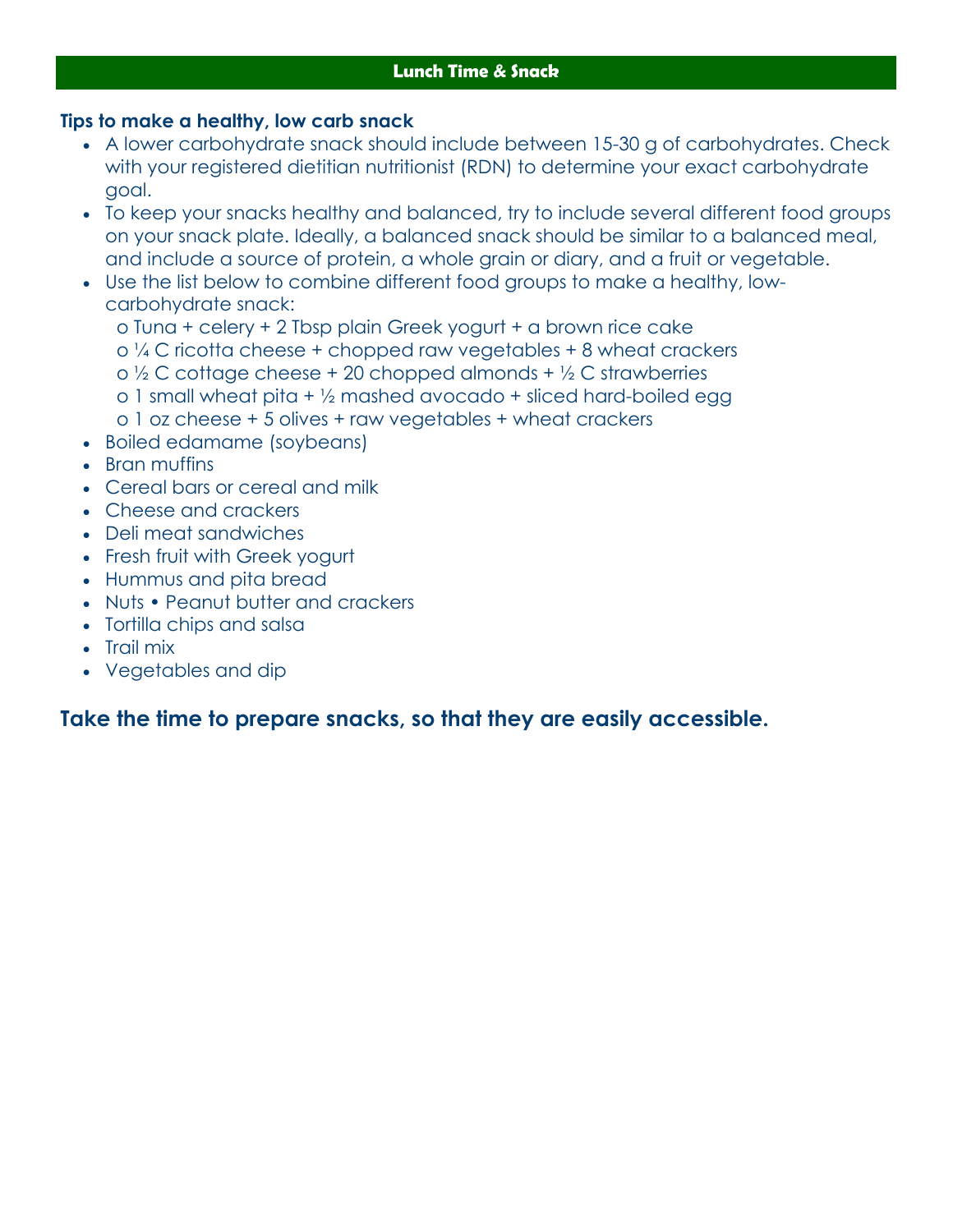## Lunch Time & Snack

**Tips to make a healthy, low carb snack**

- A lower carbohydrate snack should include between 15-30 g of carbohydrates. Check with your registered dietitian nutritionist (RDN) to determine your exact carbohydrate goal.
- To keep your snacks healthy and balanced, try to include several different food groups on your snack plate. Ideally, a balanced snack should be similar to a balanced meal, and include a source of protein, a whole grain or diary, and a fruit or vegetable.
- Use the list below to combine different food groups to make a healthy, low-carbohydrate snack:
  - Tuna + celery + 2 Tbsp plain Greek yogurt + a brown rice cake
  - ¼ C ricotta cheese + chopped raw vegetables + 8 wheat crackers
  - ½ C cottage cheese + 20 chopped almonds + ½ C strawberries
  - 1 small wheat pita + ½ mashed avocado + sliced hard-boiled egg
  - 1 oz cheese + 5 olives + raw vegetables + wheat crackers
- Boiled edamame (soybeans)
- Bran muffins
- Cereal bars or cereal and milk
- Cheese and crackers
- Deli meat sandwiches
- Fresh fruit with Greek yogurt
- Hummus and pita bread
- Nuts • Peanut butter and crackers
- Tortilla chips and salsa
- Trail mix
- Vegetables and dip

### Take the time to prepare snacks, so that they are easily accessible.